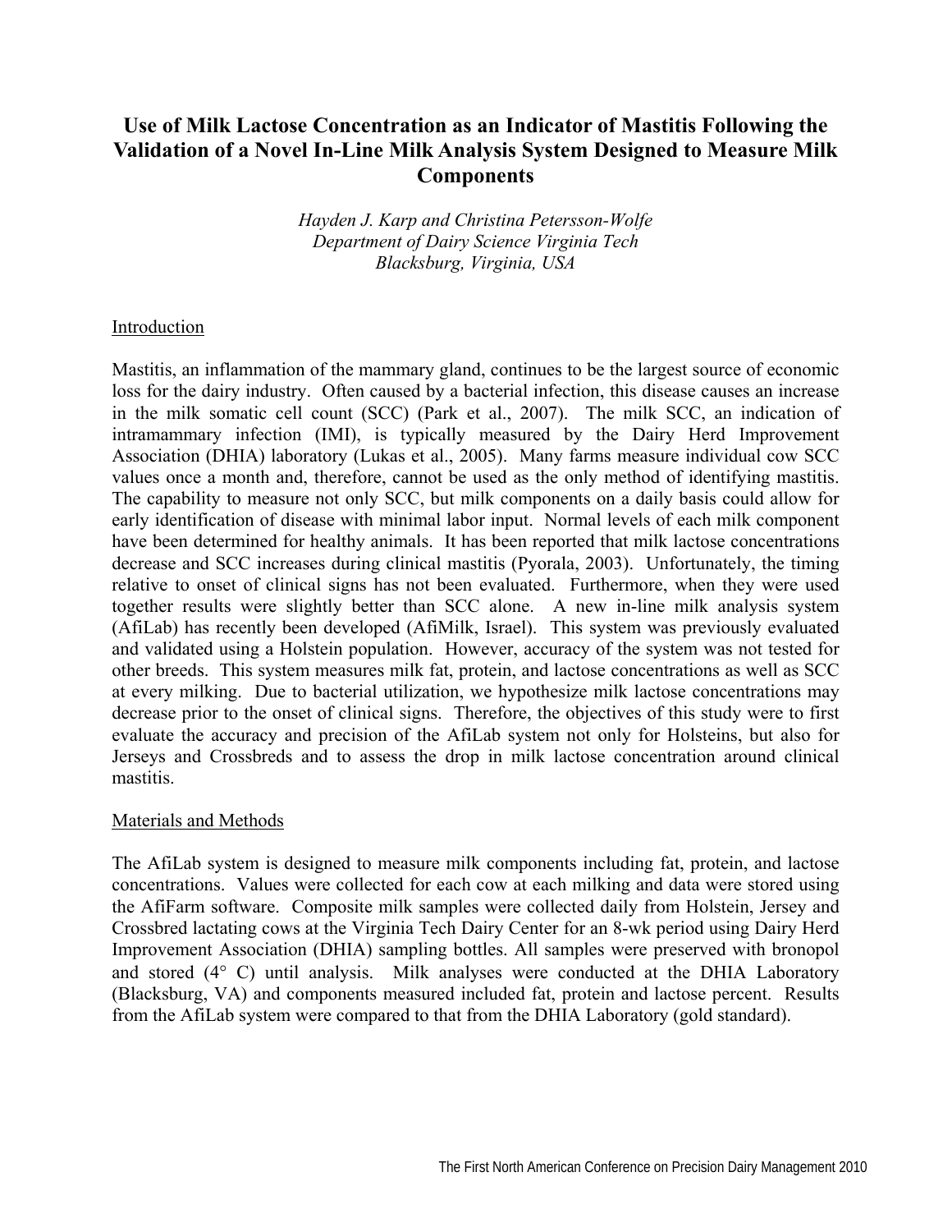# Use of Milk Lactose Concentration as an Indicator of Mastitis Following the Validation of a Novel In-Line Milk Analysis System Designed to Measure Milk Components

*Hayden J. Karp and Christina Petersson-Wolfe*
*Department of Dairy Science Virginia Tech*
*Blacksburg, Virginia, USA*

## Introduction

Mastitis, an inflammation of the mammary gland, continues to be the largest source of economic loss for the dairy industry. Often caused by a bacterial infection, this disease causes an increase in the milk somatic cell count (SCC) (Park et al., 2007). The milk SCC, an indication of intramammary infection (IMI), is typically measured by the Dairy Herd Improvement Association (DHIA) laboratory (Lukas et al., 2005). Many farms measure individual cow SCC values once a month and, therefore, cannot be used as the only method of identifying mastitis. The capability to measure not only SCC, but milk components on a daily basis could allow for early identification of disease with minimal labor input. Normal levels of each milk component have been determined for healthy animals. It has been reported that milk lactose concentrations decrease and SCC increases during clinical mastitis (Pyorala, 2003). Unfortunately, the timing relative to onset of clinical signs has not been evaluated. Furthermore, when they were used together results were slightly better than SCC alone. A new in-line milk analysis system (AfiLab) has recently been developed (AfiMilk, Israel). This system was previously evaluated and validated using a Holstein population. However, accuracy of the system was not tested for other breeds. This system measures milk fat, protein, and lactose concentrations as well as SCC at every milking. Due to bacterial utilization, we hypothesize milk lactose concentrations may decrease prior to the onset of clinical signs. Therefore, the objectives of this study were to first evaluate the accuracy and precision of the AfiLab system not only for Holsteins, but also for Jerseys and Crossbreds and to assess the drop in milk lactose concentration around clinical mastitis.

## Materials and Methods

The AfiLab system is designed to measure milk components including fat, protein, and lactose concentrations. Values were collected for each cow at each milking and data were stored using the AfiFarm software. Composite milk samples were collected daily from Holstein, Jersey and Crossbred lactating cows at the Virginia Tech Dairy Center for an 8-wk period using Dairy Herd Improvement Association (DHIA) sampling bottles. All samples were preserved with bronopol and stored (4° C) until analysis. Milk analyses were conducted at the DHIA Laboratory (Blacksburg, VA) and components measured included fat, protein and lactose percent. Results from the AfiLab system were compared to that from the DHIA Laboratory (gold standard).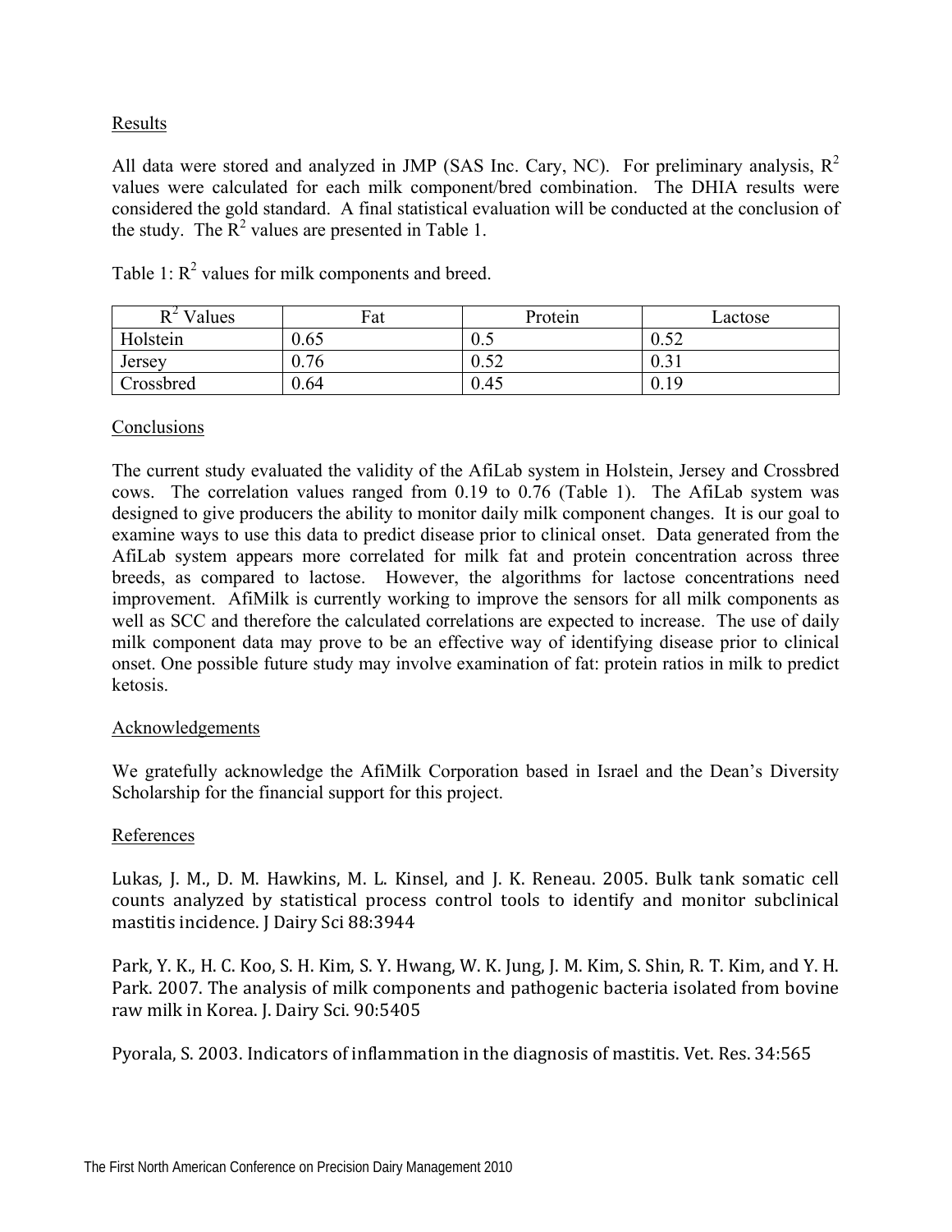## Results

All data were stored and analyzed in JMP (SAS Inc. Cary, NC). For preliminary analysis, $R^2$ values were calculated for each milk component/bred combination. The DHIA results were considered the gold standard. A final statistical evaluation will be conducted at the conclusion of the study. The $R^2$ values are presented in Table 1.

Table 1: $R^2$ values for milk components and breed.

| $R^2$ Values | Fat | Protein | Lactose |
|---|---|---|---|
| Holstein | 0.65 | 0.5 | 0.52 |
| Jersey | 0.76 | 0.52 | 0.31 |
| Crossbred | 0.64 | 0.45 | 0.19 |

## Conclusions

The current study evaluated the validity of the AfiLab system in Holstein, Jersey and Crossbred cows. The correlation values ranged from 0.19 to 0.76 (Table 1). The AfiLab system was designed to give producers the ability to monitor daily milk component changes. It is our goal to examine ways to use this data to predict disease prior to clinical onset. Data generated from the AfiLab system appears more correlated for milk fat and protein concentration across three breeds, as compared to lactose. However, the algorithms for lactose concentrations need improvement. AfiMilk is currently working to improve the sensors for all milk components as well as SCC and therefore the calculated correlations are expected to increase. The use of daily milk component data may prove to be an effective way of identifying disease prior to clinical onset. One possible future study may involve examination of fat: protein ratios in milk to predict ketosis.

## Acknowledgements

We gratefully acknowledge the AfiMilk Corporation based in Israel and the Dean's Diversity Scholarship for the financial support for this project.

## References

Lukas, J. M., D. M. Hawkins, M. L. Kinsel, and J. K. Reneau. 2005. Bulk tank somatic cell counts analyzed by statistical process control tools to identify and monitor subclinical mastitis incidence. J Dairy Sci 88:3944

Park, Y. K., H. C. Koo, S. H. Kim, S. Y. Hwang, W. K. Jung, J. M. Kim, S. Shin, R. T. Kim, and Y. H. Park. 2007. The analysis of milk components and pathogenic bacteria isolated from bovine raw milk in Korea. J. Dairy Sci. 90:5405

Pyorala, S. 2003. Indicators of inflammation in the diagnosis of mastitis. Vet. Res. 34:565